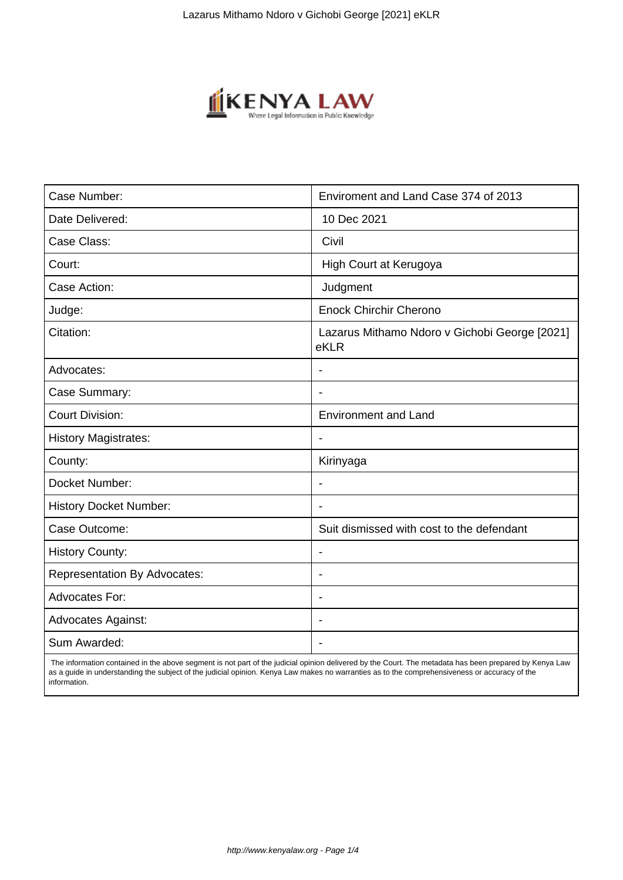| | |
|---|---|
| Case Number: | Enviroment and Land Case 374 of 2013 |
| Date Delivered: | 10 Dec 2021 |
| Case Class: | Civil |
| Court: | High Court at Kerugoya |
| Case Action: | Judgment |
| Judge: | Enock Chirchir Cherono |
| Citation: | Lazarus Mithamo Ndoro v Gichobi George [2021] eKLR |
| Advocates: | - |
| Case Summary: | - |
| Court Division: | Environment and Land |
| History Magistrates: | - |
| County: | Kirinyaga |
| Docket Number: | - |
| History Docket Number: | - |
| Case Outcome: | Suit dismissed with cost to the defendant |
| History County: | - |
| Representation By Advocates: | - |
| Advocates For: | - |
| Advocates Against: | - |
| Sum Awarded: | - |

The information contained in the above segment is not part of the judicial opinion delivered by the Court. The metadata has been prepared by Kenya Law as a guide in understanding the subject of the judicial opinion. Kenya Law makes no warranties as to the comprehensiveness or accuracy of the information.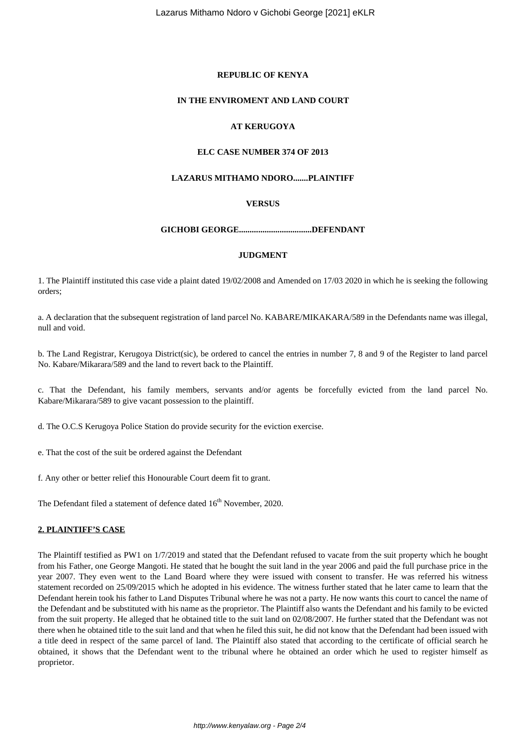**REPUBLIC OF KENYA**

**IN THE ENVIROMENT AND LAND COURT**

**AT KERUGOYA**

**ELC CASE NUMBER 374 OF 2013**

**LAZARUS MITHAMO NDORO.......PLAINTIFF**

**VERSUS**

**GICHOBI GEORGE..................................DEFENDANT**

**JUDGMENT**

1. The Plaintiff instituted this case vide a plaint dated 19/02/2008 and Amended on 17/03 2020 in which he is seeking the following orders;

a. A declaration that the subsequent registration of land parcel No. KABARE/MIKAKARA/589 in the Defendants name was illegal, null and void.

b. The Land Registrar, Kerugoya District(sic), be ordered to cancel the entries in number 7, 8 and 9 of the Register to land parcel No. Kabare/Mikarara/589 and the land to revert back to the Plaintiff.

c. That the Defendant, his family members, servants and/or agents be forcefully evicted from the land parcel No. Kabare/Mikarara/589 to give vacant possession to the plaintiff.

d. The O.C.S Kerugoya Police Station do provide security for the eviction exercise.

e. That the cost of the suit be ordered against the Defendant

f. Any other or better relief this Honourable Court deem fit to grant.

The Defendant filed a statement of defence dated 16th November, 2020.

**2. PLAINTIFF'S CASE**

The Plaintiff testified as PW1 on 1/7/2019 and stated that the Defendant refused to vacate from the suit property which he bought from his Father, one George Mangoti. He stated that he bought the suit land in the year 2006 and paid the full purchase price in the year 2007. They even went to the Land Board where they were issued with consent to transfer. He was referred his witness statement recorded on 25/09/2015 which he adopted in his evidence. The witness further stated that he later came to learn that the Defendant herein took his father to Land Disputes Tribunal where he was not a party. He now wants this court to cancel the name of the Defendant and be substituted with his name as the proprietor. The Plaintiff also wants the Defendant and his family to be evicted from the suit property. He alleged that he obtained title to the suit land on 02/08/2007. He further stated that the Defendant was not there when he obtained title to the suit land and that when he filed this suit, he did not know that the Defendant had been issued with a title deed in respect of the same parcel of land. The Plaintiff also stated that according to the certificate of official search he obtained, it shows that the Defendant went to the tribunal where he obtained an order which he used to register himself as proprietor.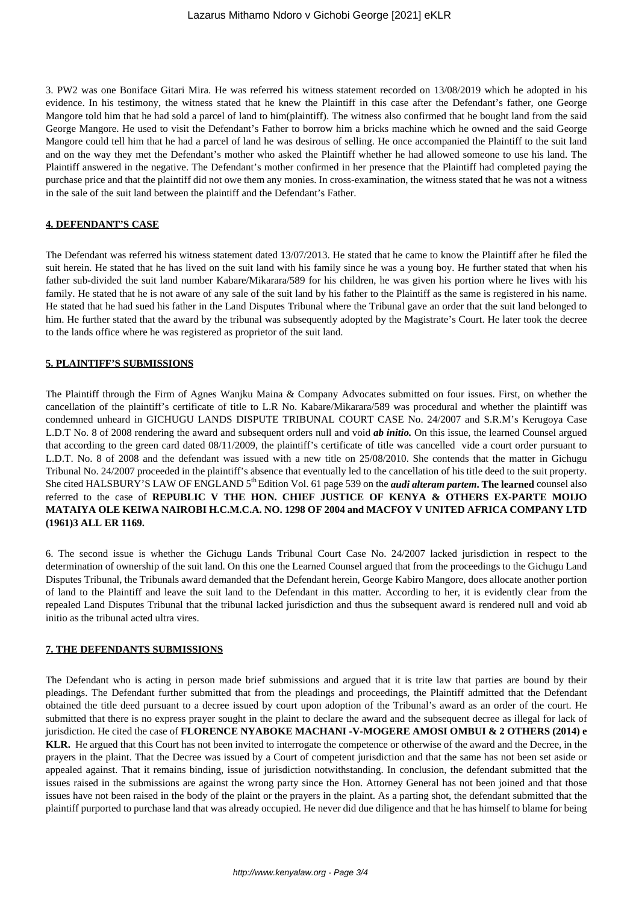3. PW2 was one Boniface Gitari Mira. He was referred his witness statement recorded on 13/08/2019 which he adopted in his evidence. In his testimony, the witness stated that he knew the Plaintiff in this case after the Defendant's father, one George Mangore told him that he had sold a parcel of land to him(plaintiff). The witness also confirmed that he bought land from the said George Mangore. He used to visit the Defendant's Father to borrow him a bricks machine which he owned and the said George Mangore could tell him that he had a parcel of land he was desirous of selling. He once accompanied the Plaintiff to the suit land and on the way they met the Defendant's mother who asked the Plaintiff whether he had allowed someone to use his land. The Plaintiff answered in the negative. The Defendant's mother confirmed in her presence that the Plaintiff had completed paying the purchase price and that the plaintiff did not owe them any monies. In cross-examination, the witness stated that he was not a witness in the sale of the suit land between the plaintiff and the Defendant's Father.

**4. DEFENDANT'S CASE**

The Defendant was referred his witness statement dated 13/07/2013. He stated that he came to know the Plaintiff after he filed the suit herein. He stated that he has lived on the suit land with his family since he was a young boy. He further stated that when his father sub-divided the suit land number Kabare/Mikarara/589 for his children, he was given his portion where he lives with his family. He stated that he is not aware of any sale of the suit land by his father to the Plaintiff as the same is registered in his name. He stated that he had sued his father in the Land Disputes Tribunal where the Tribunal gave an order that the suit land belonged to him. He further stated that the award by the tribunal was subsequently adopted by the Magistrate's Court. He later took the decree to the lands office where he was registered as proprietor of the suit land.

**5. PLAINTIFF'S SUBMISSIONS**

The Plaintiff through the Firm of Agnes Wanjku Maina & Company Advocates submitted on four issues. First, on whether the cancellation of the plaintiff's certificate of title to L.R No. Kabare/Mikarara/589 was procedural and whether the plaintiff was condemned unheard in GICHUGU LANDS DISPUTE TRIBUNAL COURT CASE No. 24/2007 and S.R.M's Kerugoya Case L.D.T No. 8 of 2008 rendering the award and subsequent orders null and void ***ab initio.*** On this issue, the learned Counsel argued that according to the green card dated 08/11/2009, the plaintiff's certificate of title was cancelled vide a court order pursuant to L.D.T. No. 8 of 2008 and the defendant was issued with a new title on 25/08/2010. She contends that the matter in Gichugu Tribunal No. 24/2007 proceeded in the plaintiff's absence that eventually led to the cancellation of his title deed to the suit property. She cited HALSBURY'S LAW OF ENGLAND 5th Edition Vol. 61 page 539 on the ***audi alteram partem*. The learned** counsel also referred to the case of **REPUBLIC V THE HON. CHIEF JUSTICE OF KENYA & OTHERS EX-PARTE MOIJO MATAIYA OLE KEIWA NAIROBI H.C.M.C.A. NO. 1298 OF 2004 and MACFOY V UNITED AFRICA COMPANY LTD (1961)3 ALL ER 1169.**

6. The second issue is whether the Gichugu Lands Tribunal Court Case No. 24/2007 lacked jurisdiction in respect to the determination of ownership of the suit land. On this one the Learned Counsel argued that from the proceedings to the Gichugu Land Disputes Tribunal, the Tribunals award demanded that the Defendant herein, George Kabiro Mangore, does allocate another portion of land to the Plaintiff and leave the suit land to the Defendant in this matter. According to her, it is evidently clear from the repealed Land Disputes Tribunal that the tribunal lacked jurisdiction and thus the subsequent award is rendered null and void ab initio as the tribunal acted ultra vires.

**7. THE DEFENDANTS SUBMISSIONS**

The Defendant who is acting in person made brief submissions and argued that it is trite law that parties are bound by their pleadings. The Defendant further submitted that from the pleadings and proceedings, the Plaintiff admitted that the Defendant obtained the title deed pursuant to a decree issued by court upon adoption of the Tribunal's award as an order of the court. He submitted that there is no express prayer sought in the plaint to declare the award and the subsequent decree as illegal for lack of jurisdiction. He cited the case of **FLORENCE NYABOKE MACHANI -V-MOGERE AMOSI OMBUI & 2 OTHERS (2014) e KLR.** He argued that this Court has not been invited to interrogate the competence or otherwise of the award and the Decree, in the prayers in the plaint. That the Decree was issued by a Court of competent jurisdiction and that the same has not been set aside or appealed against. That it remains binding, issue of jurisdiction notwithstanding. In conclusion, the defendant submitted that the issues raised in the submissions are against the wrong party since the Hon. Attorney General has not been joined and that those issues have not been raised in the body of the plaint or the prayers in the plaint. As a parting shot, the defendant submitted that the plaintiff purported to purchase land that was already occupied. He never did due diligence and that he has himself to blame for being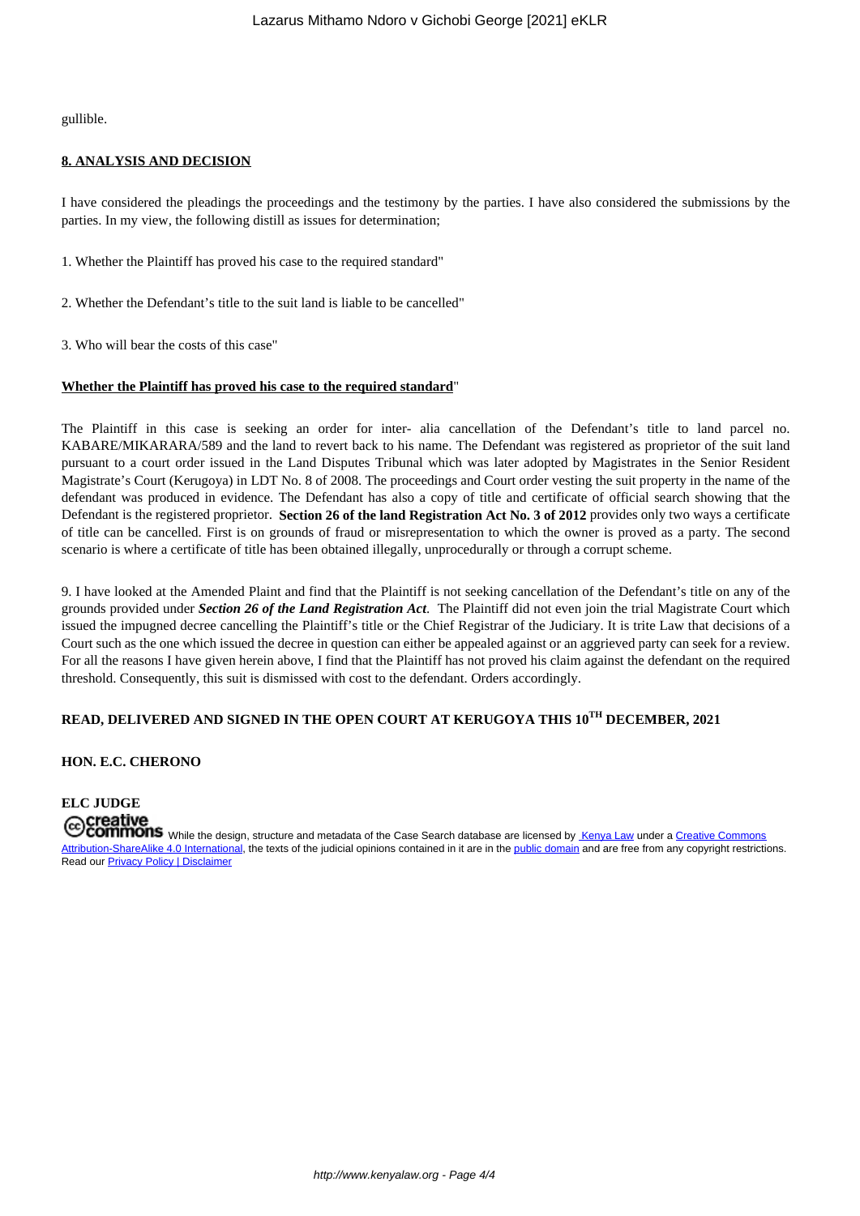gullible.

**8. ANALYSIS AND DECISION**

I have considered the pleadings the proceedings and the testimony by the parties. I have also considered the submissions by the parties. In my view, the following distill as issues for determination;

1. Whether the Plaintiff has proved his case to the required standard"

2. Whether the Defendant's title to the suit land is liable to be cancelled"

3. Who will bear the costs of this case"

**Whether the Plaintiff has proved his case to the required standard**"

The Plaintiff in this case is seeking an order for inter- alia cancellation of the Defendant's title to land parcel no. KABARE/MIKARARA/589 and the land to revert back to his name. The Defendant was registered as proprietor of the suit land pursuant to a court order issued in the Land Disputes Tribunal which was later adopted by Magistrates in the Senior Resident Magistrate's Court (Kerugoya) in LDT No. 8 of 2008. The proceedings and Court order vesting the suit property in the name of the defendant was produced in evidence. The Defendant has also a copy of title and certificate of official search showing that the Defendant is the registered proprietor. **Section 26 of the land Registration Act No. 3 of 2012** provides only two ways a certificate of title can be cancelled. First is on grounds of fraud or misrepresentation to which the owner is proved as a party. The second scenario is where a certificate of title has been obtained illegally, unprocedurally or through a corrupt scheme.

9. I have looked at the Amended Plaint and find that the Plaintiff is not seeking cancellation of the Defendant's title on any of the grounds provided under ***Section 26 of the Land Registration Act***. The Plaintiff did not even join the trial Magistrate Court which issued the impugned decree cancelling the Plaintiff's title or the Chief Registrar of the Judiciary. It is trite Law that decisions of a Court such as the one which issued the decree in question can either be appealed against or an aggrieved party can seek for a review. For all the reasons I have given herein above, I find that the Plaintiff has not proved his claim against the defendant on the required threshold. Consequently, this suit is dismissed with cost to the defendant. Orders accordingly.

**READ, DELIVERED AND SIGNED IN THE OPEN COURT AT KERUGOYA THIS 10TH DECEMBER, 2021**

**HON. E.C. CHERONO**

**ELC JUDGE**

While the design, structure and metadata of the Case Search database are licensed by Kenya Law under a Creative Commons Attribution-ShareAlike 4.0 International, the texts of the judicial opinions contained in it are in the public domain and are free from any copyright restrictions. Read our Privacy Policy | Disclaimer